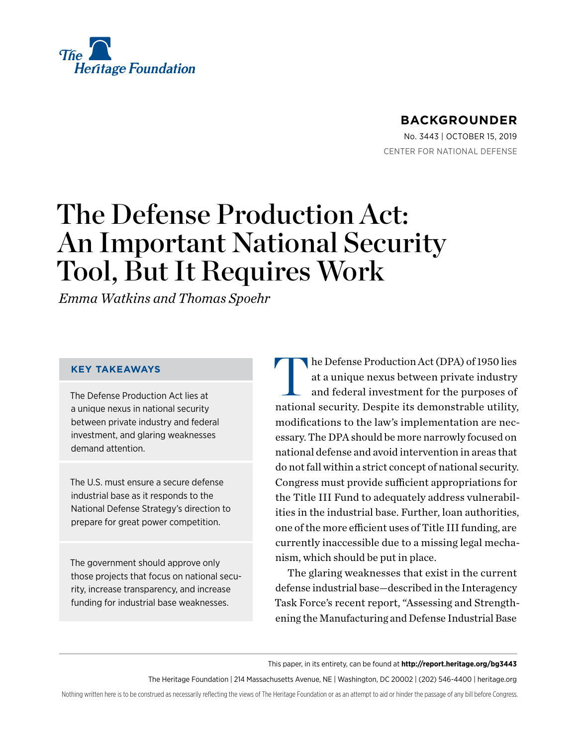The Heritage Foundation

**BACKGROUNDER**

No. 3443 | October 15, 2019

CENTER FOR NATIONAL DEFENSE

# The Defense Production Act: An Important National Security Tool, But It Requires Work

*Emma Watkins and Thomas Spoehr*

## KEY TAKEAWAYS

The Defense Production Act lies at a unique nexus in national security between private industry and federal investment, and glaring weaknesses demand attention.

The U.S. must ensure a secure defense industrial base as it responds to the National Defense Strategy's direction to prepare for great power competition.

The government should approve only those projects that focus on national security, increase transparency, and increase funding for industrial base weaknesses.

The Defense Production Act (DPA) of 1950 lies at a unique nexus between private industry and federal investment for the purposes of national security. Despite its demonstrable utility, modifications to the law's implementation are necessary. The DPA should be more narrowly focused on national defense and avoid intervention in areas that do not fall within a strict concept of national security. Congress must provide sufficient appropriations for the Title III Fund to adequately address vulnerabilities in the industrial base. Further, loan authorities, one of the more efficient uses of Title III funding, are currently inaccessible due to a missing legal mechanism, which should be put in place.

The glaring weaknesses that exist in the current defense industrial base—described in the Interagency Task Force's recent report, "Assessing and Strengthening the Manufacturing and Defense Industrial Base

This paper, in its entirety, can be found at **http://report.heritage.org/bg3443**

The Heritage Foundation | 214 Massachusetts Avenue, NE | Washington, DC 20002 | (202) 546-4400 | heritage.org

Nothing written here is to be construed as necessarily reflecting the views of The Heritage Foundation or as an attempt to aid or hinder the passage of any bill before Congress.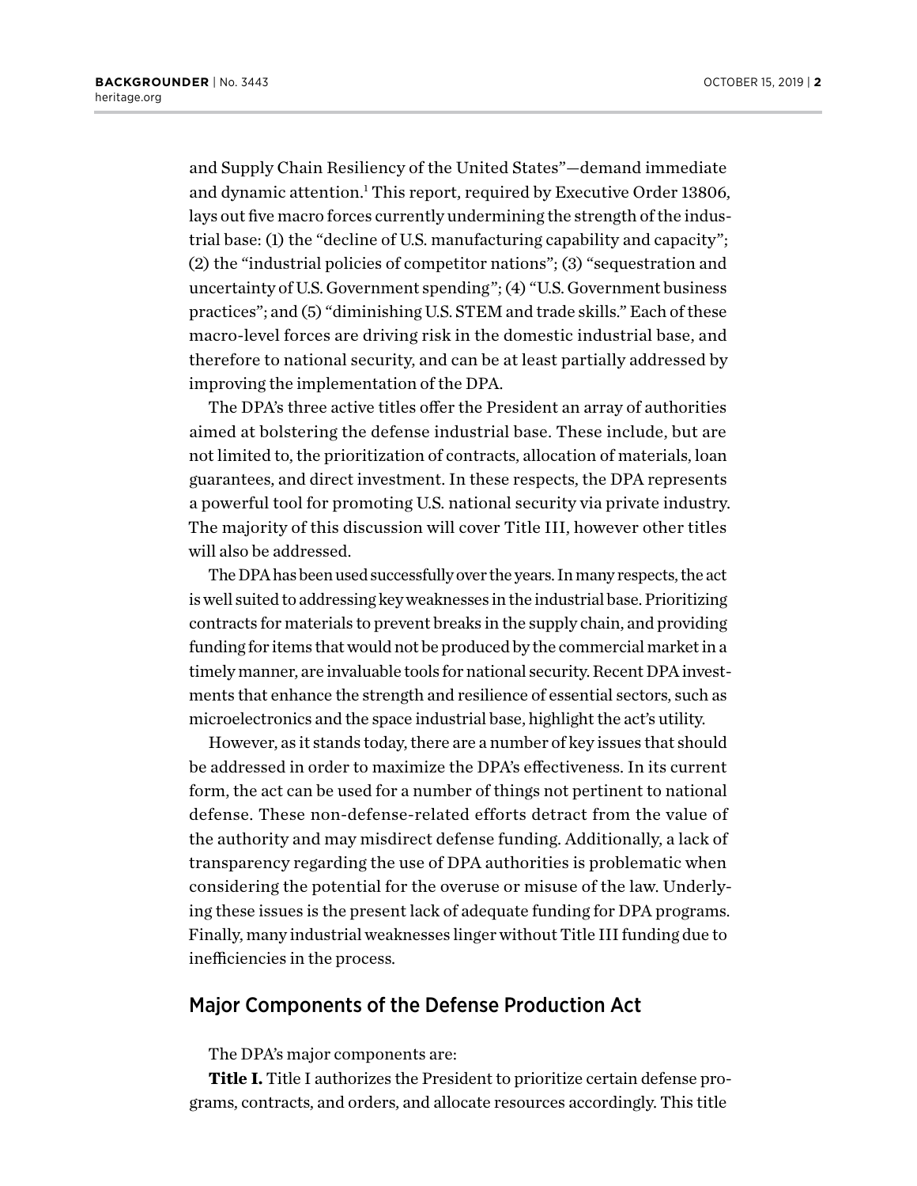and Supply Chain Resiliency of the United States"—demand immediate and dynamic attention.[1] This report, required by Executive Order 13806, lays out five macro forces currently undermining the strength of the industrial base: (1) the "decline of U.S. manufacturing capability and capacity"; (2) the "industrial policies of competitor nations"; (3) "sequestration and uncertainty of U.S. Government spending"; (4) "U.S. Government business practices"; and (5) "diminishing U.S. STEM and trade skills." Each of these macro-level forces are driving risk in the domestic industrial base, and therefore to national security, and can be at least partially addressed by improving the implementation of the DPA.

The DPA's three active titles offer the President an array of authorities aimed at bolstering the defense industrial base. These include, but are not limited to, the prioritization of contracts, allocation of materials, loan guarantees, and direct investment. In these respects, the DPA represents a powerful tool for promoting U.S. national security via private industry. The majority of this discussion will cover Title III, however other titles will also be addressed.

The DPA has been used successfully over the years. In many respects, the act is well suited to addressing key weaknesses in the industrial base. Prioritizing contracts for materials to prevent breaks in the supply chain, and providing funding for items that would not be produced by the commercial market in a timely manner, are invaluable tools for national security. Recent DPA investments that enhance the strength and resilience of essential sectors, such as microelectronics and the space industrial base, highlight the act's utility.

However, as it stands today, there are a number of key issues that should be addressed in order to maximize the DPA's effectiveness. In its current form, the act can be used for a number of things not pertinent to national defense. These non-defense-related efforts detract from the value of the authority and may misdirect defense funding. Additionally, a lack of transparency regarding the use of DPA authorities is problematic when considering the potential for the overuse or misuse of the law. Underlying these issues is the present lack of adequate funding for DPA programs. Finally, many industrial weaknesses linger without Title III funding due to inefficiencies in the process.

## Major Components of the Defense Production Act

The DPA's major components are:

**Title I.** Title I authorizes the President to prioritize certain defense programs, contracts, and orders, and allocate resources accordingly. This title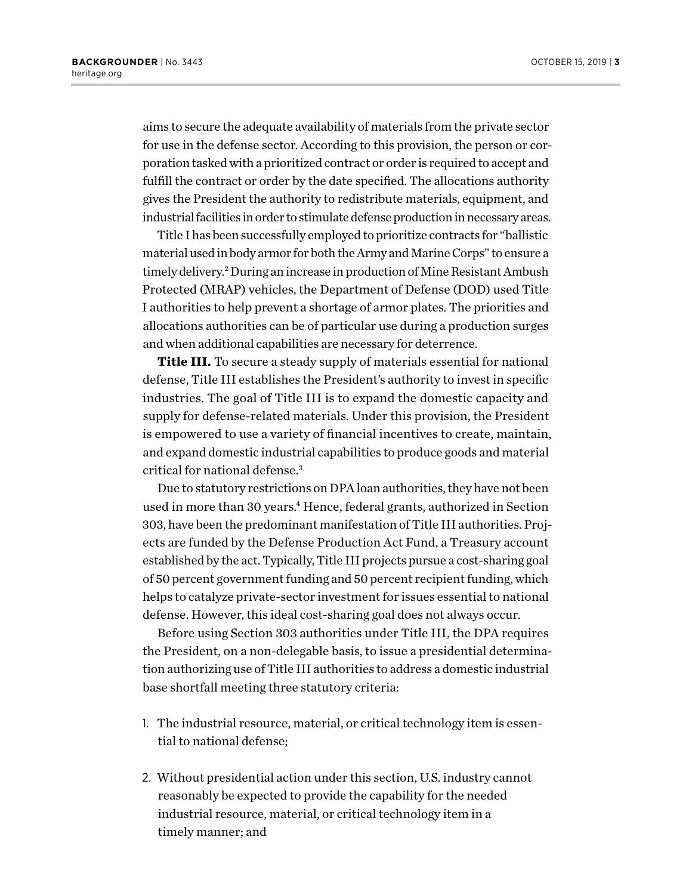aims to secure the adequate availability of materials from the private sector for use in the defense sector. According to this provision, the person or corporation tasked with a prioritized contract or order is required to accept and fulfill the contract or order by the date specified. The allocations authority gives the President the authority to redistribute materials, equipment, and industrial facilities in order to stimulate defense production in necessary areas.

Title I has been successfully employed to prioritize contracts for "ballistic material used in body armor for both the Army and Marine Corps" to ensure a timely delivery.[2] During an increase in production of Mine Resistant Ambush Protected (MRAP) vehicles, the Department of Defense (DOD) used Title I authorities to help prevent a shortage of armor plates. The priorities and allocations authorities can be of particular use during a production surges and when additional capabilities are necessary for deterrence.

**Title III.** To secure a steady supply of materials essential for national defense, Title III establishes the President's authority to invest in specific industries. The goal of Title III is to expand the domestic capacity and supply for defense-related materials. Under this provision, the President is empowered to use a variety of financial incentives to create, maintain, and expand domestic industrial capabilities to produce goods and material critical for national defense.[3]

Due to statutory restrictions on DPA loan authorities, they have not been used in more than 30 years.[4] Hence, federal grants, authorized in Section 303, have been the predominant manifestation of Title III authorities. Projects are funded by the Defense Production Act Fund, a Treasury account established by the act. Typically, Title III projects pursue a cost-sharing goal of 50 percent government funding and 50 percent recipient funding, which helps to catalyze private-sector investment for issues essential to national defense. However, this ideal cost-sharing goal does not always occur.

Before using Section 303 authorities under Title III, the DPA requires the President, on a non-delegable basis, to issue a presidential determination authorizing use of Title III authorities to address a domestic industrial base shortfall meeting three statutory criteria:

1. The industrial resource, material, or critical technology item is essential to national defense;

2. Without presidential action under this section, U.S. industry cannot reasonably be expected to provide the capability for the needed industrial resource, material, or critical technology item in a timely manner; and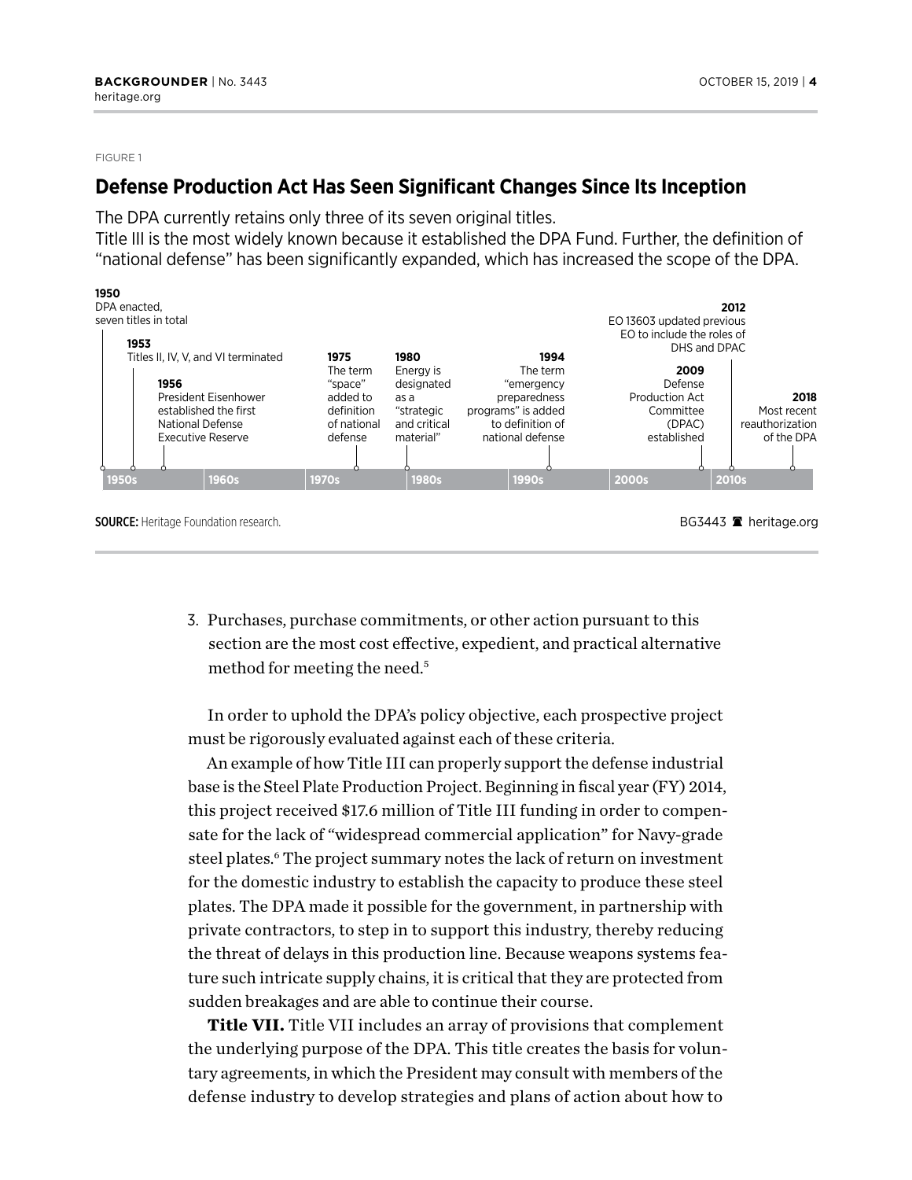FIGURE 1

## Defense Production Act Has Seen Significant Changes Since Its Inception

The DPA currently retains only three of its seven original titles.
Title III is the most widely known because it established the DPA Fund. Further, the definition of "national defense" has been significantly expanded, which has increased the scope of the DPA.

**1950**
DPA enacted, seven titles in total

**1953**
Titles II, IV, V, and VI terminated

**1956**
President Eisenhower established the first National Defense Executive Reserve

**1975**
The term "space" added to definition of national defense

**1980**
Energy is designated as a "strategic and critical material"

**1994**
The term "emergency preparedness programs" is added to definition of national defense

**2009**
Defense Production Act Committee (DPAC) established

**2012**
EO 13603 updated previous EO to include the roles of DHS and DPAC

**2018**
Most recent reauthorization of the DPA

1950s | 1960s | 1970s | 1980s | 1990s | 2000s | 2010s

**SOURCE:** Heritage Foundation research.

BG3443 heritage.org

3. Purchases, purchase commitments, or other action pursuant to this section are the most cost effective, expedient, and practical alternative method for meeting the need.[5]

In order to uphold the DPA's policy objective, each prospective project must be rigorously evaluated against each of these criteria.

An example of how Title III can properly support the defense industrial base is the Steel Plate Production Project. Beginning in fiscal year (FY) 2014, this project received $17.6 million of Title III funding in order to compensate for the lack of "widespread commercial application" for Navy-grade steel plates.[6] The project summary notes the lack of return on investment for the domestic industry to establish the capacity to produce these steel plates. The DPA made it possible for the government, in partnership with private contractors, to step in to support this industry, thereby reducing the threat of delays in this production line. Because weapons systems feature such intricate supply chains, it is critical that they are protected from sudden breakages and are able to continue their course.

**Title VII.** Title VII includes an array of provisions that complement the underlying purpose of the DPA. This title creates the basis for voluntary agreements, in which the President may consult with members of the defense industry to develop strategies and plans of action about how to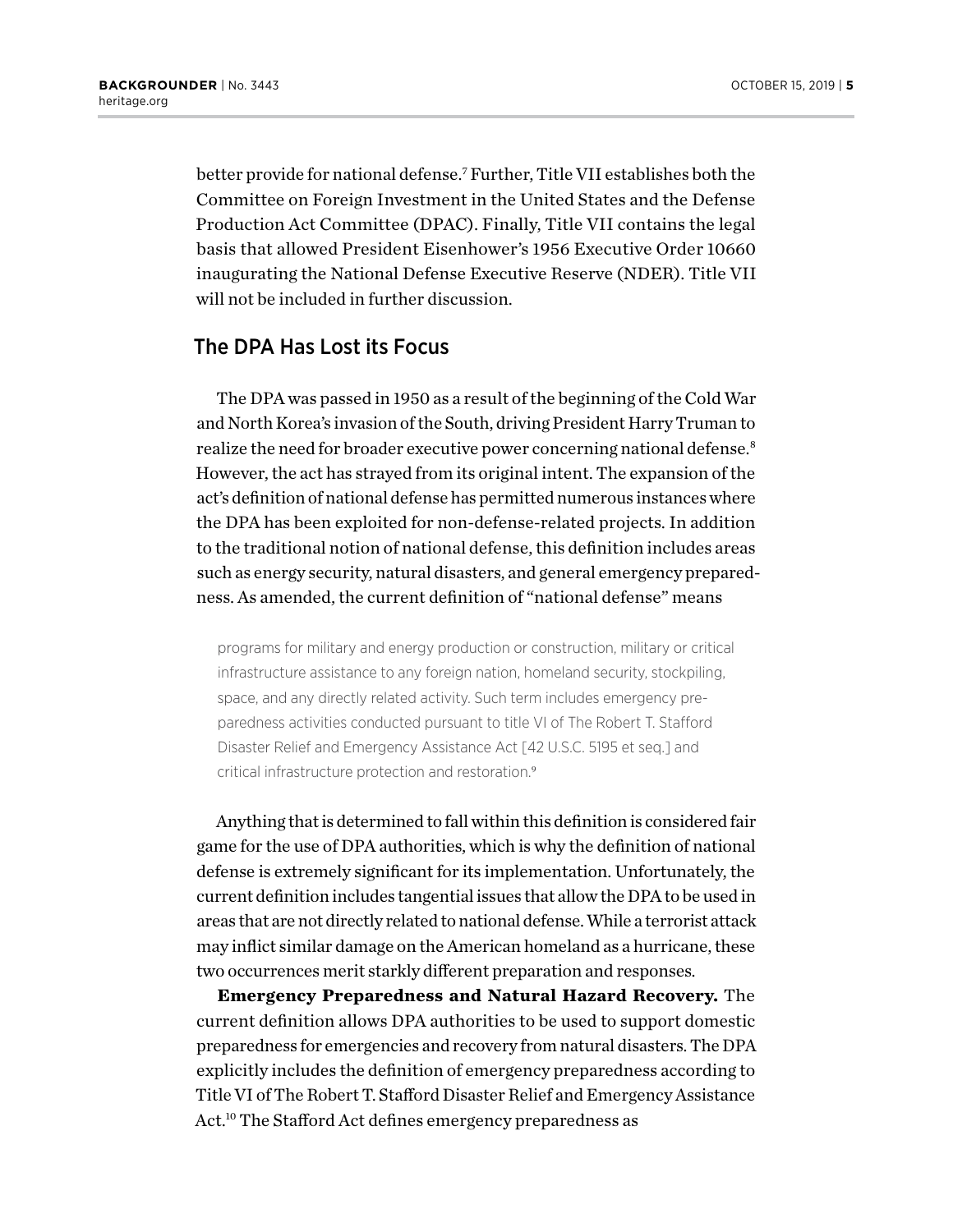better provide for national defense.[7] Further, Title VII establishes both the Committee on Foreign Investment in the United States and the Defense Production Act Committee (DPAC). Finally, Title VII contains the legal basis that allowed President Eisenhower's 1956 Executive Order 10660 inaugurating the National Defense Executive Reserve (NDER). Title VII will not be included in further discussion.

## The DPA Has Lost its Focus

The DPA was passed in 1950 as a result of the beginning of the Cold War and North Korea's invasion of the South, driving President Harry Truman to realize the need for broader executive power concerning national defense.[8] However, the act has strayed from its original intent. The expansion of the act's definition of national defense has permitted numerous instances where the DPA has been exploited for non-defense-related projects. In addition to the traditional notion of national defense, this definition includes areas such as energy security, natural disasters, and general emergency preparedness. As amended, the current definition of "national defense" means

> programs for military and energy production or construction, military or critical infrastructure assistance to any foreign nation, homeland security, stockpiling, space, and any directly related activity. Such term includes emergency preparedness activities conducted pursuant to title VI of The Robert T. Stafford Disaster Relief and Emergency Assistance Act [42 U.S.C. 5195 et seq.] and critical infrastructure protection and restoration.[9]

Anything that is determined to fall within this definition is considered fair game for the use of DPA authorities, which is why the definition of national defense is extremely significant for its implementation. Unfortunately, the current definition includes tangential issues that allow the DPA to be used in areas that are not directly related to national defense. While a terrorist attack may inflict similar damage on the American homeland as a hurricane, these two occurrences merit starkly different preparation and responses.

**Emergency Preparedness and Natural Hazard Recovery.** The current definition allows DPA authorities to be used to support domestic preparedness for emergencies and recovery from natural disasters. The DPA explicitly includes the definition of emergency preparedness according to Title VI of The Robert T. Stafford Disaster Relief and Emergency Assistance Act.[10] The Stafford Act defines emergency preparedness as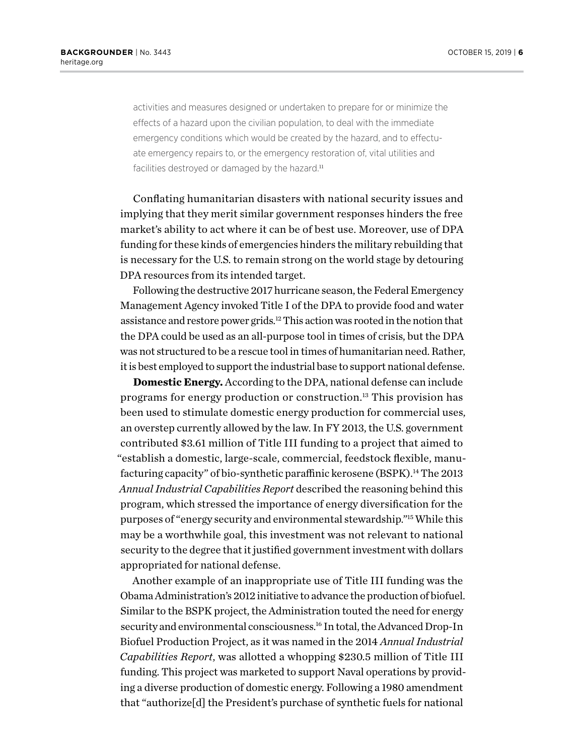> activities and measures designed or undertaken to prepare for or minimize the effects of a hazard upon the civilian population, to deal with the immediate emergency conditions which would be created by the hazard, and to effectuate emergency repairs to, or the emergency restoration of, vital utilities and facilities destroyed or damaged by the hazard.[11]

Conflating humanitarian disasters with national security issues and implying that they merit similar government responses hinders the free market's ability to act where it can be of best use. Moreover, use of DPA funding for these kinds of emergencies hinders the military rebuilding that is necessary for the U.S. to remain strong on the world stage by detouring DPA resources from its intended target.

Following the destructive 2017 hurricane season, the Federal Emergency Management Agency invoked Title I of the DPA to provide food and water assistance and restore power grids.[12] This action was rooted in the notion that the DPA could be used as an all-purpose tool in times of crisis, but the DPA was not structured to be a rescue tool in times of humanitarian need. Rather, it is best employed to support the industrial base to support national defense.

**Domestic Energy.** According to the DPA, national defense can include programs for energy production or construction.[13] This provision has been used to stimulate domestic energy production for commercial uses, an overstep currently allowed by the law. In FY 2013, the U.S. government contributed $3.61 million of Title III funding to a project that aimed to "establish a domestic, large-scale, commercial, feedstock flexible, manufacturing capacity" of bio-synthetic paraffinic kerosene (BSPK).[14] The 2013 *Annual Industrial Capabilities Report* described the reasoning behind this program, which stressed the importance of energy diversification for the purposes of "energy security and environmental stewardship."[15] While this may be a worthwhile goal, this investment was not relevant to national security to the degree that it justified government investment with dollars appropriated for national defense.

Another example of an inappropriate use of Title III funding was the Obama Administration's 2012 initiative to advance the production of biofuel. Similar to the BSPK project, the Administration touted the need for energy security and environmental consciousness.[16] In total, the Advanced Drop-In Biofuel Production Project, as it was named in the 2014 *Annual Industrial Capabilities Report*, was allotted a whopping $230.5 million of Title III funding. This project was marketed to support Naval operations by providing a diverse production of domestic energy. Following a 1980 amendment that "authorize[d] the President's purchase of synthetic fuels for national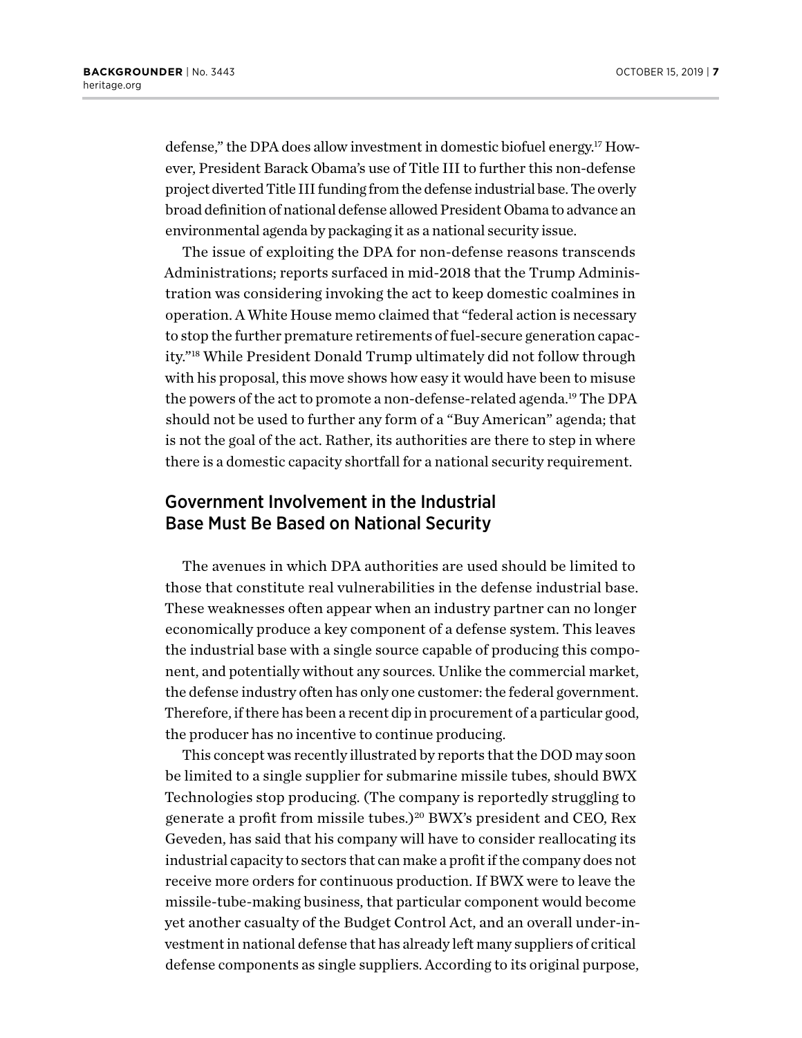defense," the DPA does allow investment in domestic biofuel energy.[17] However, President Barack Obama's use of Title III to further this non-defense project diverted Title III funding from the defense industrial base. The overly broad definition of national defense allowed President Obama to advance an environmental agenda by packaging it as a national security issue.

The issue of exploiting the DPA for non-defense reasons transcends Administrations; reports surfaced in mid-2018 that the Trump Administration was considering invoking the act to keep domestic coalmines in operation. A White House memo claimed that "federal action is necessary to stop the further premature retirements of fuel-secure generation capacity."[18] While President Donald Trump ultimately did not follow through with his proposal, this move shows how easy it would have been to misuse the powers of the act to promote a non-defense-related agenda.[19] The DPA should not be used to further any form of a "Buy American" agenda; that is not the goal of the act. Rather, its authorities are there to step in where there is a domestic capacity shortfall for a national security requirement.

## Government Involvement in the Industrial Base Must Be Based on National Security

The avenues in which DPA authorities are used should be limited to those that constitute real vulnerabilities in the defense industrial base. These weaknesses often appear when an industry partner can no longer economically produce a key component of a defense system. This leaves the industrial base with a single source capable of producing this component, and potentially without any sources. Unlike the commercial market, the defense industry often has only one customer: the federal government. Therefore, if there has been a recent dip in procurement of a particular good, the producer has no incentive to continue producing.

This concept was recently illustrated by reports that the DOD may soon be limited to a single supplier for submarine missile tubes, should BWX Technologies stop producing. (The company is reportedly struggling to generate a profit from missile tubes.)[20] BWX's president and CEO, Rex Geveden, has said that his company will have to consider reallocating its industrial capacity to sectors that can make a profit if the company does not receive more orders for continuous production. If BWX were to leave the missile-tube-making business, that particular component would become yet another casualty of the Budget Control Act, and an overall under-investment in national defense that has already left many suppliers of critical defense components as single suppliers. According to its original purpose,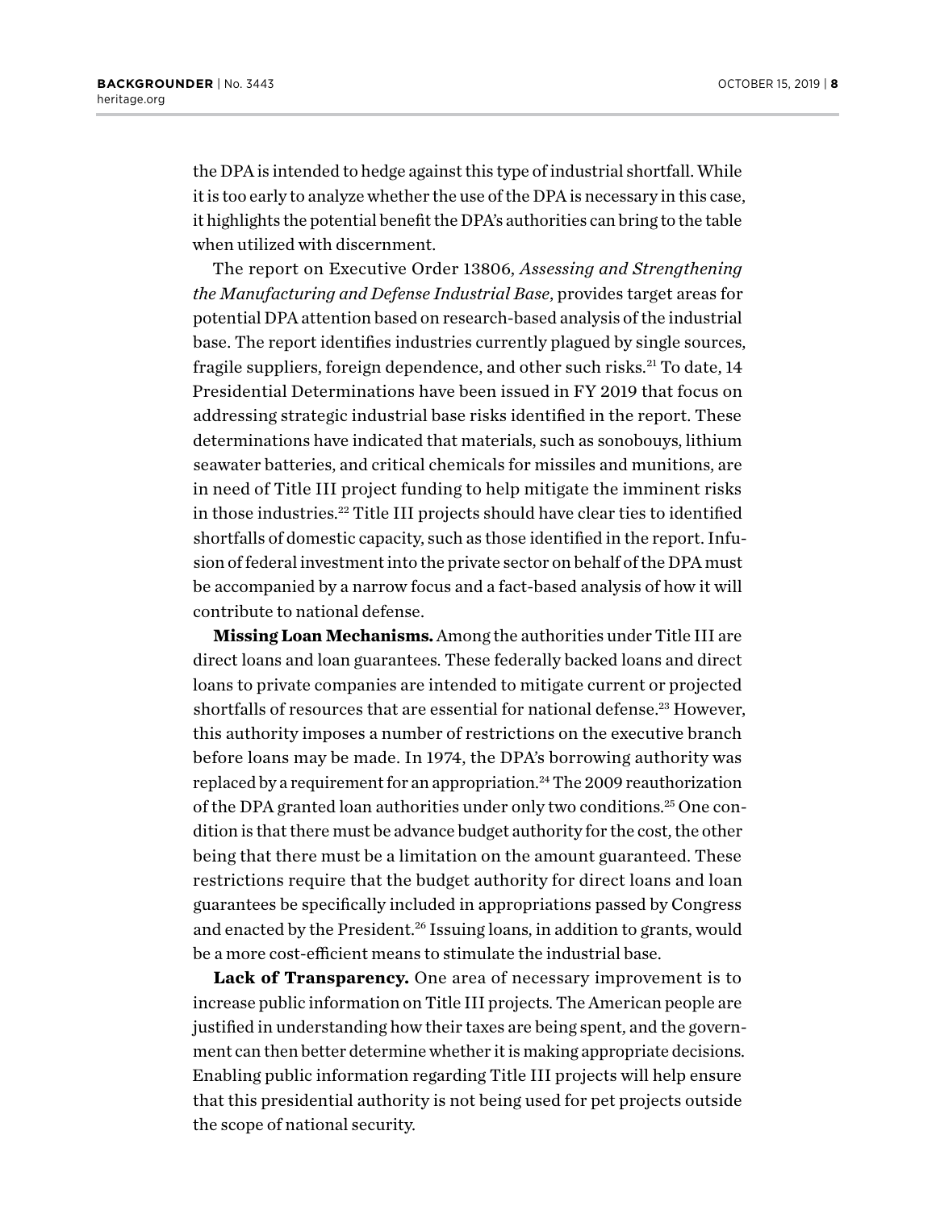the DPA is intended to hedge against this type of industrial shortfall. While it is too early to analyze whether the use of the DPA is necessary in this case, it highlights the potential benefit the DPA's authorities can bring to the table when utilized with discernment.

The report on Executive Order 13806, *Assessing and Strengthening the Manufacturing and Defense Industrial Base*, provides target areas for potential DPA attention based on research-based analysis of the industrial base. The report identifies industries currently plagued by single sources, fragile suppliers, foreign dependence, and other such risks.[21] To date, 14 Presidential Determinations have been issued in FY 2019 that focus on addressing strategic industrial base risks identified in the report. These determinations have indicated that materials, such as sonobouys, lithium seawater batteries, and critical chemicals for missiles and munitions, are in need of Title III project funding to help mitigate the imminent risks in those industries.[22] Title III projects should have clear ties to identified shortfalls of domestic capacity, such as those identified in the report. Infusion of federal investment into the private sector on behalf of the DPA must be accompanied by a narrow focus and a fact-based analysis of how it will contribute to national defense.

**Missing Loan Mechanisms.** Among the authorities under Title III are direct loans and loan guarantees. These federally backed loans and direct loans to private companies are intended to mitigate current or projected shortfalls of resources that are essential for national defense.[23] However, this authority imposes a number of restrictions on the executive branch before loans may be made. In 1974, the DPA's borrowing authority was replaced by a requirement for an appropriation.[24] The 2009 reauthorization of the DPA granted loan authorities under only two conditions.[25] One condition is that there must be advance budget authority for the cost, the other being that there must be a limitation on the amount guaranteed. These restrictions require that the budget authority for direct loans and loan guarantees be specifically included in appropriations passed by Congress and enacted by the President.[26] Issuing loans, in addition to grants, would be a more cost-efficient means to stimulate the industrial base.

**Lack of Transparency.** One area of necessary improvement is to increase public information on Title III projects. The American people are justified in understanding how their taxes are being spent, and the government can then better determine whether it is making appropriate decisions. Enabling public information regarding Title III projects will help ensure that this presidential authority is not being used for pet projects outside the scope of national security.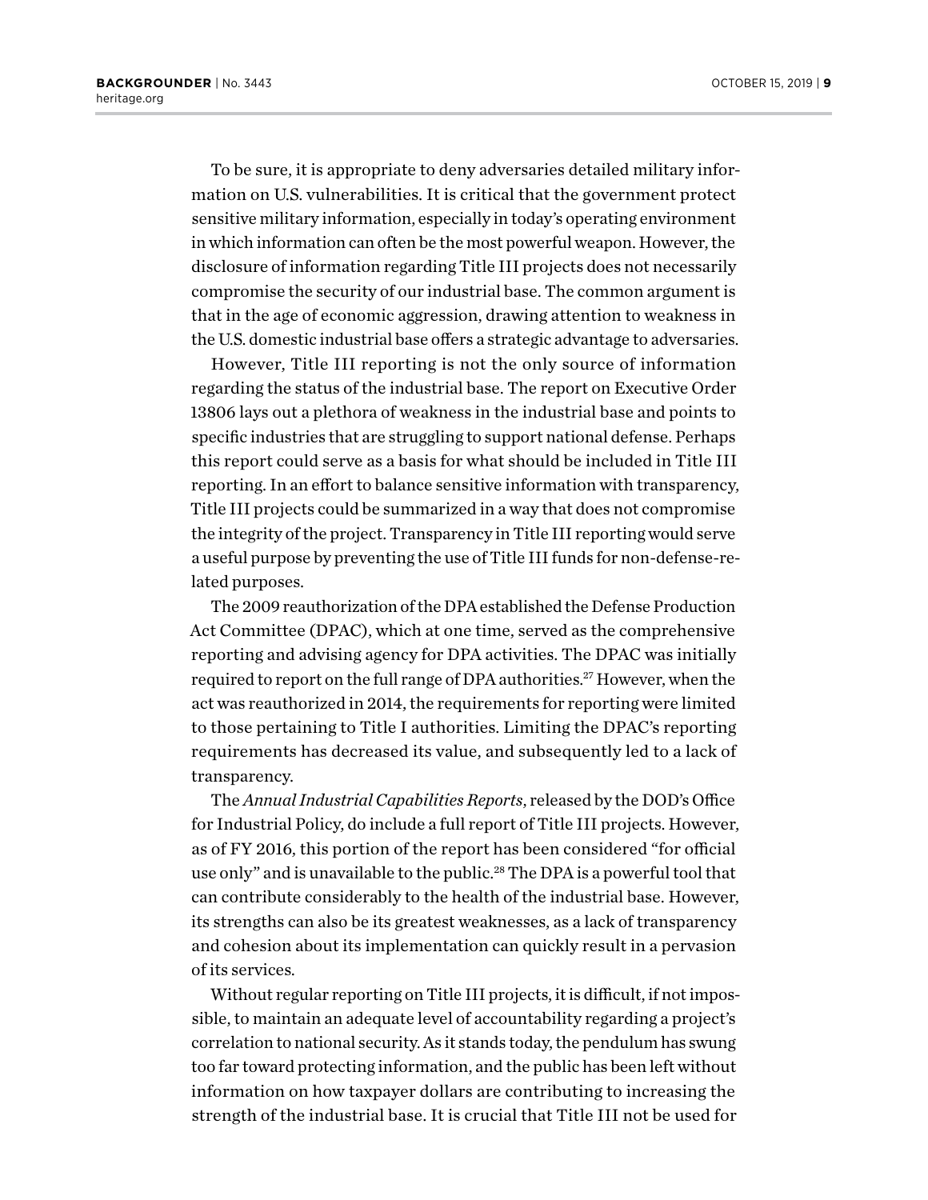To be sure, it is appropriate to deny adversaries detailed military information on U.S. vulnerabilities. It is critical that the government protect sensitive military information, especially in today's operating environment in which information can often be the most powerful weapon. However, the disclosure of information regarding Title III projects does not necessarily compromise the security of our industrial base. The common argument is that in the age of economic aggression, drawing attention to weakness in the U.S. domestic industrial base offers a strategic advantage to adversaries.

However, Title III reporting is not the only source of information regarding the status of the industrial base. The report on Executive Order 13806 lays out a plethora of weakness in the industrial base and points to specific industries that are struggling to support national defense. Perhaps this report could serve as a basis for what should be included in Title III reporting. In an effort to balance sensitive information with transparency, Title III projects could be summarized in a way that does not compromise the integrity of the project. Transparency in Title III reporting would serve a useful purpose by preventing the use of Title III funds for non-defense-related purposes.

The 2009 reauthorization of the DPA established the Defense Production Act Committee (DPAC), which at one time, served as the comprehensive reporting and advising agency for DPA activities. The DPAC was initially required to report on the full range of DPA authorities.[27] However, when the act was reauthorized in 2014, the requirements for reporting were limited to those pertaining to Title I authorities. Limiting the DPAC's reporting requirements has decreased its value, and subsequently led to a lack of transparency.

The *Annual Industrial Capabilities Reports*, released by the DOD's Office for Industrial Policy, do include a full report of Title III projects. However, as of FY 2016, this portion of the report has been considered "for official use only" and is unavailable to the public.[28] The DPA is a powerful tool that can contribute considerably to the health of the industrial base. However, its strengths can also be its greatest weaknesses, as a lack of transparency and cohesion about its implementation can quickly result in a pervasion of its services.

Without regular reporting on Title III projects, it is difficult, if not impossible, to maintain an adequate level of accountability regarding a project's correlation to national security. As it stands today, the pendulum has swung too far toward protecting information, and the public has been left without information on how taxpayer dollars are contributing to increasing the strength of the industrial base. It is crucial that Title III not be used for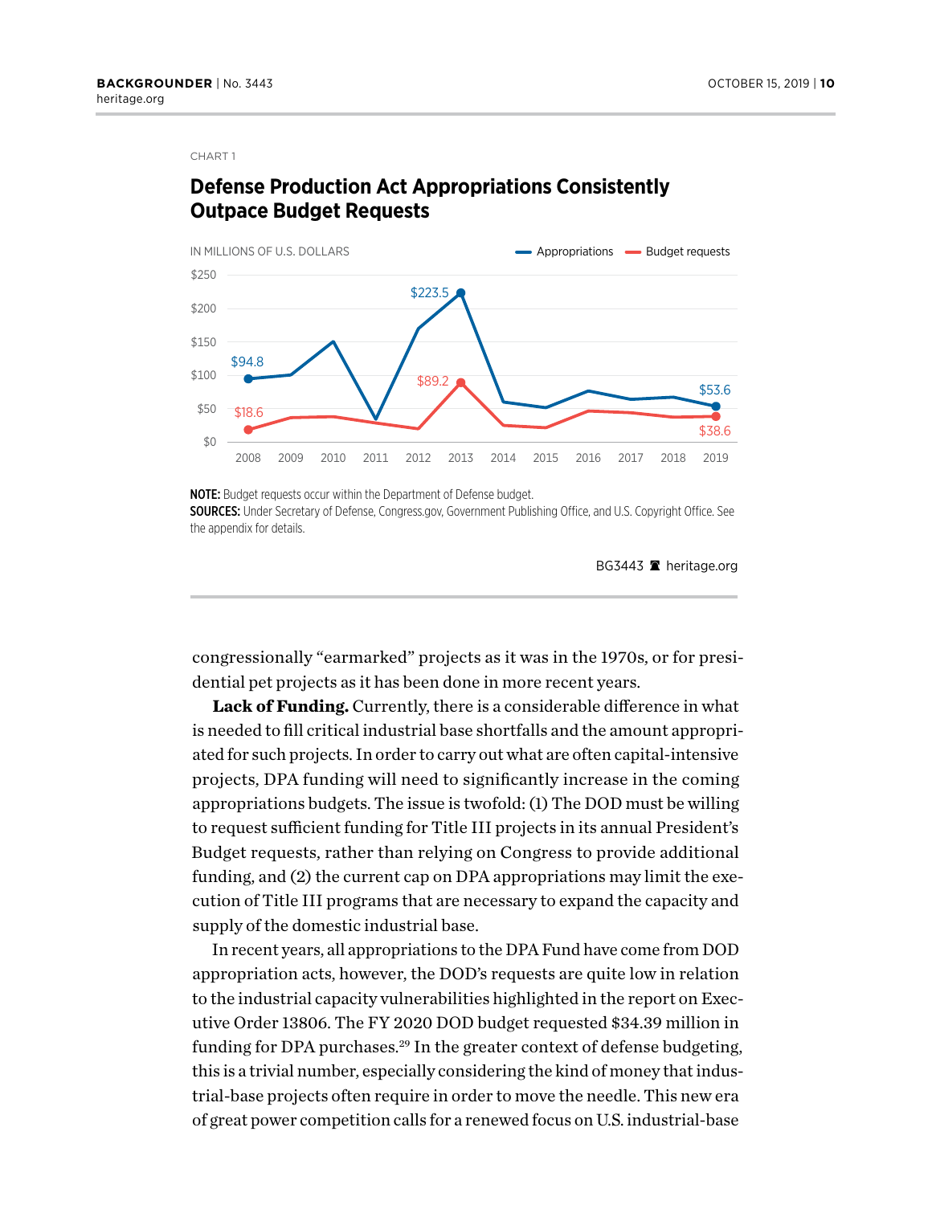CHART 1

## Defense Production Act Appropriations Consistently Outpace Budget Requests

IN MILLIONS OF U.S. DOLLARS

Appropriations — Budget requests

$94.8 (2008) · $223.5 (2013) · $53.6 (2019)

$18.6 (2008) · $89.2 (2013) · $38.6 (2019)

2008 2009 2010 2011 2012 2013 2014 2015 2016 2017 2018 2019

**NOTE:** Budget requests occur within the Department of Defense budget.

**SOURCES:** Under Secretary of Defense, Congress.gov, Government Publishing Office, and U.S. Copyright Office. See the appendix for details.

BG3443 heritage.org

congressionally "earmarked" projects as it was in the 1970s, or for presidential pet projects as it has been done in more recent years.

**Lack of Funding.** Currently, there is a considerable difference in what is needed to fill critical industrial base shortfalls and the amount appropriated for such projects. In order to carry out what are often capital-intensive projects, DPA funding will need to significantly increase in the coming appropriations budgets. The issue is twofold: (1) The DOD must be willing to request sufficient funding for Title III projects in its annual President's Budget requests, rather than relying on Congress to provide additional funding, and (2) the current cap on DPA appropriations may limit the execution of Title III programs that are necessary to expand the capacity and supply of the domestic industrial base.

In recent years, all appropriations to the DPA Fund have come from DOD appropriation acts, however, the DOD's requests are quite low in relation to the industrial capacity vulnerabilities highlighted in the report on Executive Order 13806. The FY 2020 DOD budget requested $34.39 million in funding for DPA purchases.[29] In the greater context of defense budgeting, this is a trivial number, especially considering the kind of money that industrial-base projects often require in order to move the needle. This new era of great power competition calls for a renewed focus on U.S. industrial-base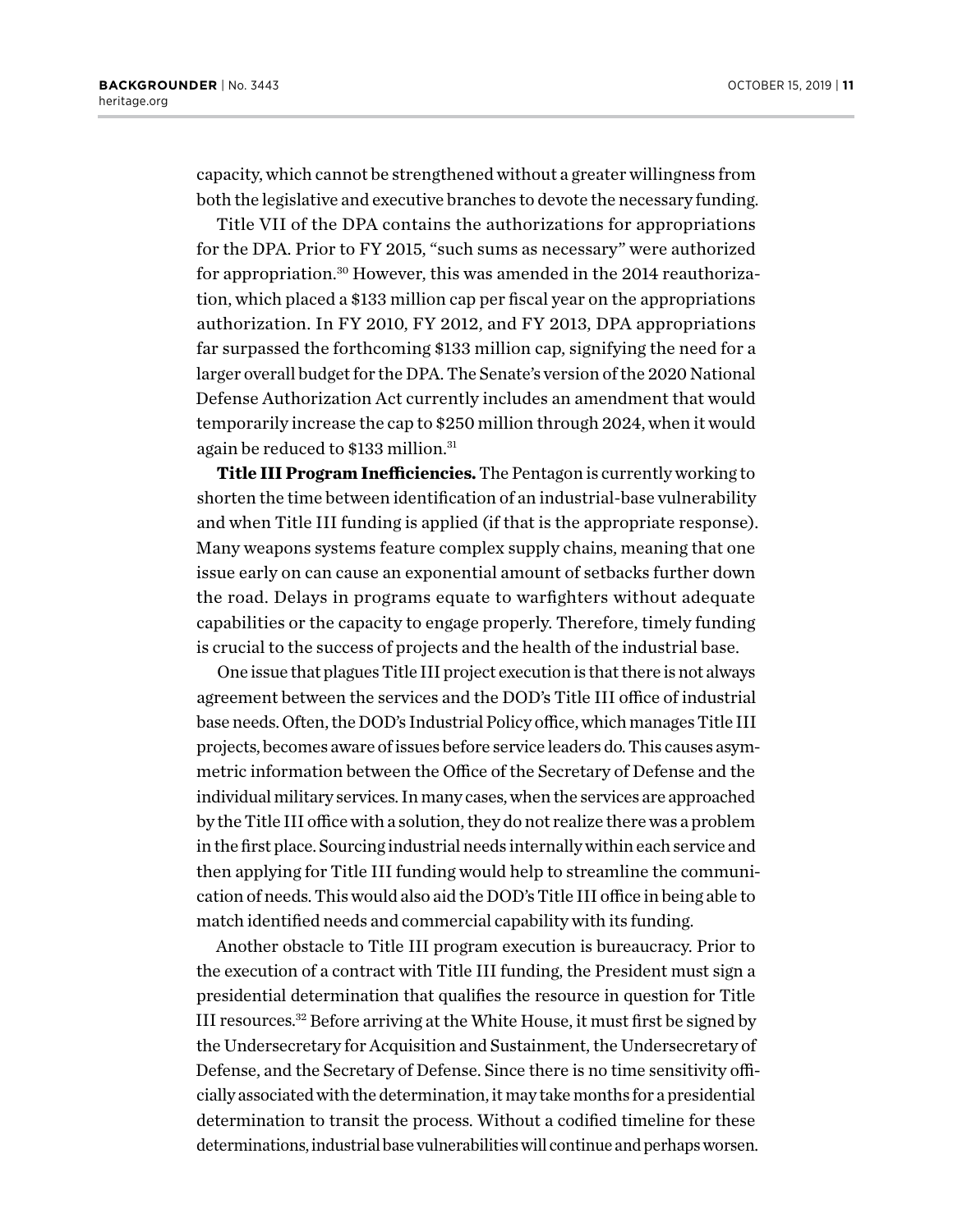capacity, which cannot be strengthened without a greater willingness from both the legislative and executive branches to devote the necessary funding.

Title VII of the DPA contains the authorizations for appropriations for the DPA. Prior to FY 2015, "such sums as necessary" were authorized for appropriation.[30] However, this was amended in the 2014 reauthorization, which placed a $133 million cap per fiscal year on the appropriations authorization. In FY 2010, FY 2012, and FY 2013, DPA appropriations far surpassed the forthcoming $133 million cap, signifying the need for a larger overall budget for the DPA. The Senate's version of the 2020 National Defense Authorization Act currently includes an amendment that would temporarily increase the cap to $250 million through 2024, when it would again be reduced to $133 million.[31]

**Title III Program Inefficiencies.** The Pentagon is currently working to shorten the time between identification of an industrial-base vulnerability and when Title III funding is applied (if that is the appropriate response). Many weapons systems feature complex supply chains, meaning that one issue early on can cause an exponential amount of setbacks further down the road. Delays in programs equate to warfighters without adequate capabilities or the capacity to engage properly. Therefore, timely funding is crucial to the success of projects and the health of the industrial base.

One issue that plagues Title III project execution is that there is not always agreement between the services and the DOD's Title III office of industrial base needs. Often, the DOD's Industrial Policy office, which manages Title III projects, becomes aware of issues before service leaders do. This causes asymmetric information between the Office of the Secretary of Defense and the individual military services. In many cases, when the services are approached by the Title III office with a solution, they do not realize there was a problem in the first place. Sourcing industrial needs internally within each service and then applying for Title III funding would help to streamline the communication of needs. This would also aid the DOD's Title III office in being able to match identified needs and commercial capability with its funding.

Another obstacle to Title III program execution is bureaucracy. Prior to the execution of a contract with Title III funding, the President must sign a presidential determination that qualifies the resource in question for Title III resources.[32] Before arriving at the White House, it must first be signed by the Undersecretary for Acquisition and Sustainment, the Undersecretary of Defense, and the Secretary of Defense. Since there is no time sensitivity officially associated with the determination, it may take months for a presidential determination to transit the process. Without a codified timeline for these determinations, industrial base vulnerabilities will continue and perhaps worsen.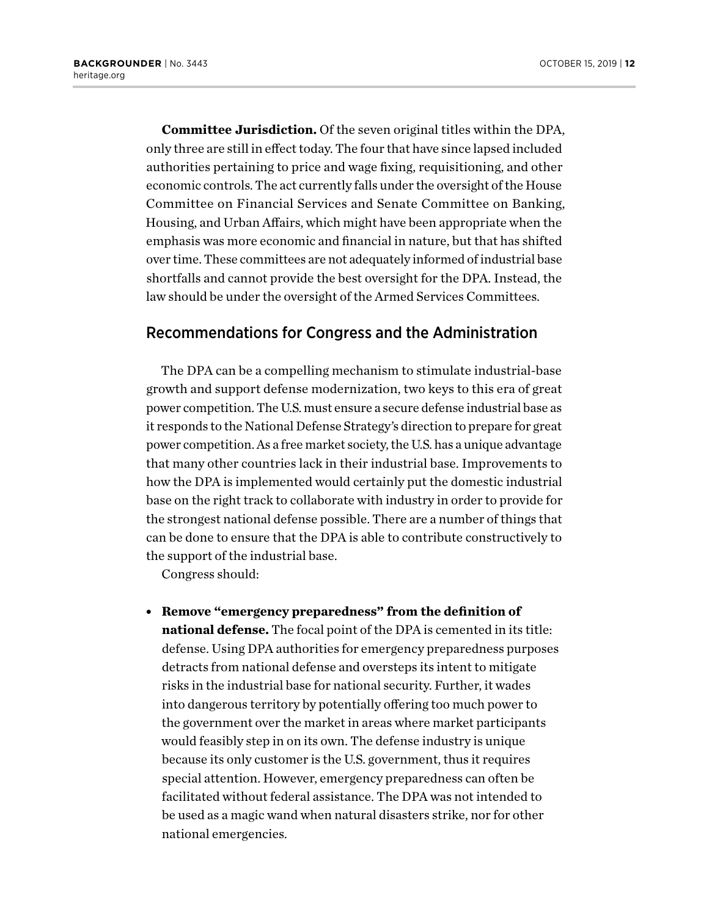**Committee Jurisdiction.** Of the seven original titles within the DPA, only three are still in effect today. The four that have since lapsed included authorities pertaining to price and wage fixing, requisitioning, and other economic controls. The act currently falls under the oversight of the House Committee on Financial Services and Senate Committee on Banking, Housing, and Urban Affairs, which might have been appropriate when the emphasis was more economic and financial in nature, but that has shifted over time. These committees are not adequately informed of industrial base shortfalls and cannot provide the best oversight for the DPA. Instead, the law should be under the oversight of the Armed Services Committees.

## Recommendations for Congress and the Administration

The DPA can be a compelling mechanism to stimulate industrial-base growth and support defense modernization, two keys to this era of great power competition. The U.S. must ensure a secure defense industrial base as it responds to the National Defense Strategy's direction to prepare for great power competition. As a free market society, the U.S. has a unique advantage that many other countries lack in their industrial base. Improvements to how the DPA is implemented would certainly put the domestic industrial base on the right track to collaborate with industry in order to provide for the strongest national defense possible. There are a number of things that can be done to ensure that the DPA is able to contribute constructively to the support of the industrial base.

Congress should:

- **Remove "emergency preparedness" from the definition of national defense.** The focal point of the DPA is cemented in its title: defense. Using DPA authorities for emergency preparedness purposes detracts from national defense and oversteps its intent to mitigate risks in the industrial base for national security. Further, it wades into dangerous territory by potentially offering too much power to the government over the market in areas where market participants would feasibly step in on its own. The defense industry is unique because its only customer is the U.S. government, thus it requires special attention. However, emergency preparedness can often be facilitated without federal assistance. The DPA was not intended to be used as a magic wand when natural disasters strike, nor for other national emergencies.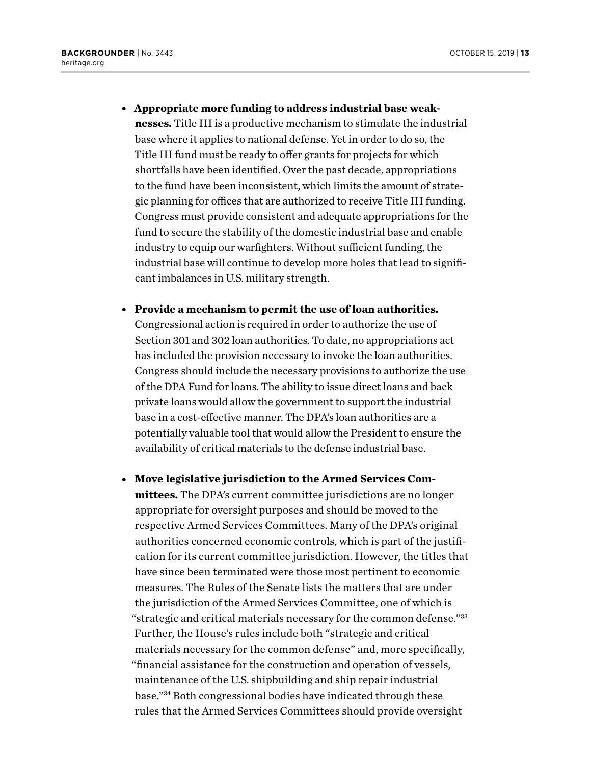- **Appropriate more funding to address industrial base weaknesses.** Title III is a productive mechanism to stimulate the industrial base where it applies to national defense. Yet in order to do so, the Title III fund must be ready to offer grants for projects for which shortfalls have been identified. Over the past decade, appropriations to the fund have been inconsistent, which limits the amount of strategic planning for offices that are authorized to receive Title III funding. Congress must provide consistent and adequate appropriations for the fund to secure the stability of the domestic industrial base and enable industry to equip our warfighters. Without sufficient funding, the industrial base will continue to develop more holes that lead to significant imbalances in U.S. military strength.

- **Provide a mechanism to permit the use of loan authorities.** Congressional action is required in order to authorize the use of Section 301 and 302 loan authorities. To date, no appropriations act has included the provision necessary to invoke the loan authorities. Congress should include the necessary provisions to authorize the use of the DPA Fund for loans. The ability to issue direct loans and back private loans would allow the government to support the industrial base in a cost-effective manner. The DPA's loan authorities are a potentially valuable tool that would allow the President to ensure the availability of critical materials to the defense industrial base.

- **Move legislative jurisdiction to the Armed Services Committees.** The DPA's current committee jurisdictions are no longer appropriate for oversight purposes and should be moved to the respective Armed Services Committees. Many of the DPA's original authorities concerned economic controls, which is part of the justification for its current committee jurisdiction. However, the titles that have since been terminated were those most pertinent to economic measures. The Rules of the Senate lists the matters that are under the jurisdiction of the Armed Services Committee, one of which is "strategic and critical materials necessary for the common defense."[33] Further, the House's rules include both "strategic and critical materials necessary for the common defense" and, more specifically, "financial assistance for the construction and operation of vessels, maintenance of the U.S. shipbuilding and ship repair industrial base."[34] Both congressional bodies have indicated through these rules that the Armed Services Committees should provide oversight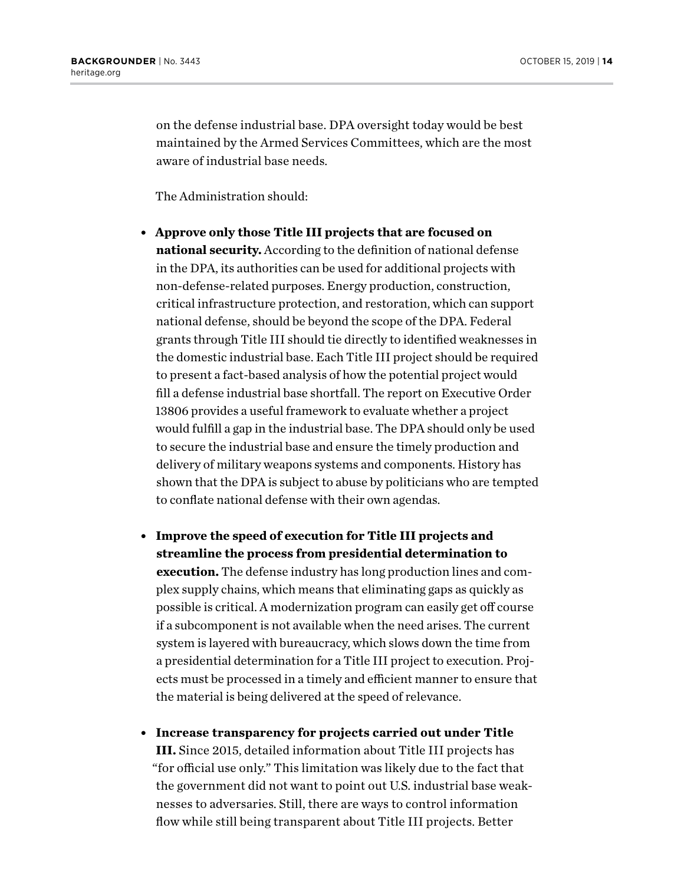on the defense industrial base. DPA oversight today would be best maintained by the Armed Services Committees, which are the most aware of industrial base needs.

The Administration should:

- **Approve only those Title III projects that are focused on national security.** According to the definition of national defense in the DPA, its authorities can be used for additional projects with non-defense-related purposes. Energy production, construction, critical infrastructure protection, and restoration, which can support national defense, should be beyond the scope of the DPA. Federal grants through Title III should tie directly to identified weaknesses in the domestic industrial base. Each Title III project should be required to present a fact-based analysis of how the potential project would fill a defense industrial base shortfall. The report on Executive Order 13806 provides a useful framework to evaluate whether a project would fulfill a gap in the industrial base. The DPA should only be used to secure the industrial base and ensure the timely production and delivery of military weapons systems and components. History has shown that the DPA is subject to abuse by politicians who are tempted to conflate national defense with their own agendas.

- **Improve the speed of execution for Title III projects and streamline the process from presidential determination to execution.** The defense industry has long production lines and complex supply chains, which means that eliminating gaps as quickly as possible is critical. A modernization program can easily get off course if a subcomponent is not available when the need arises. The current system is layered with bureaucracy, which slows down the time from a presidential determination for a Title III project to execution. Projects must be processed in a timely and efficient manner to ensure that the material is being delivered at the speed of relevance.

- **Increase transparency for projects carried out under Title III.** Since 2015, detailed information about Title III projects has "for official use only." This limitation was likely due to the fact that the government did not want to point out U.S. industrial base weaknesses to adversaries. Still, there are ways to control information flow while still being transparent about Title III projects. Better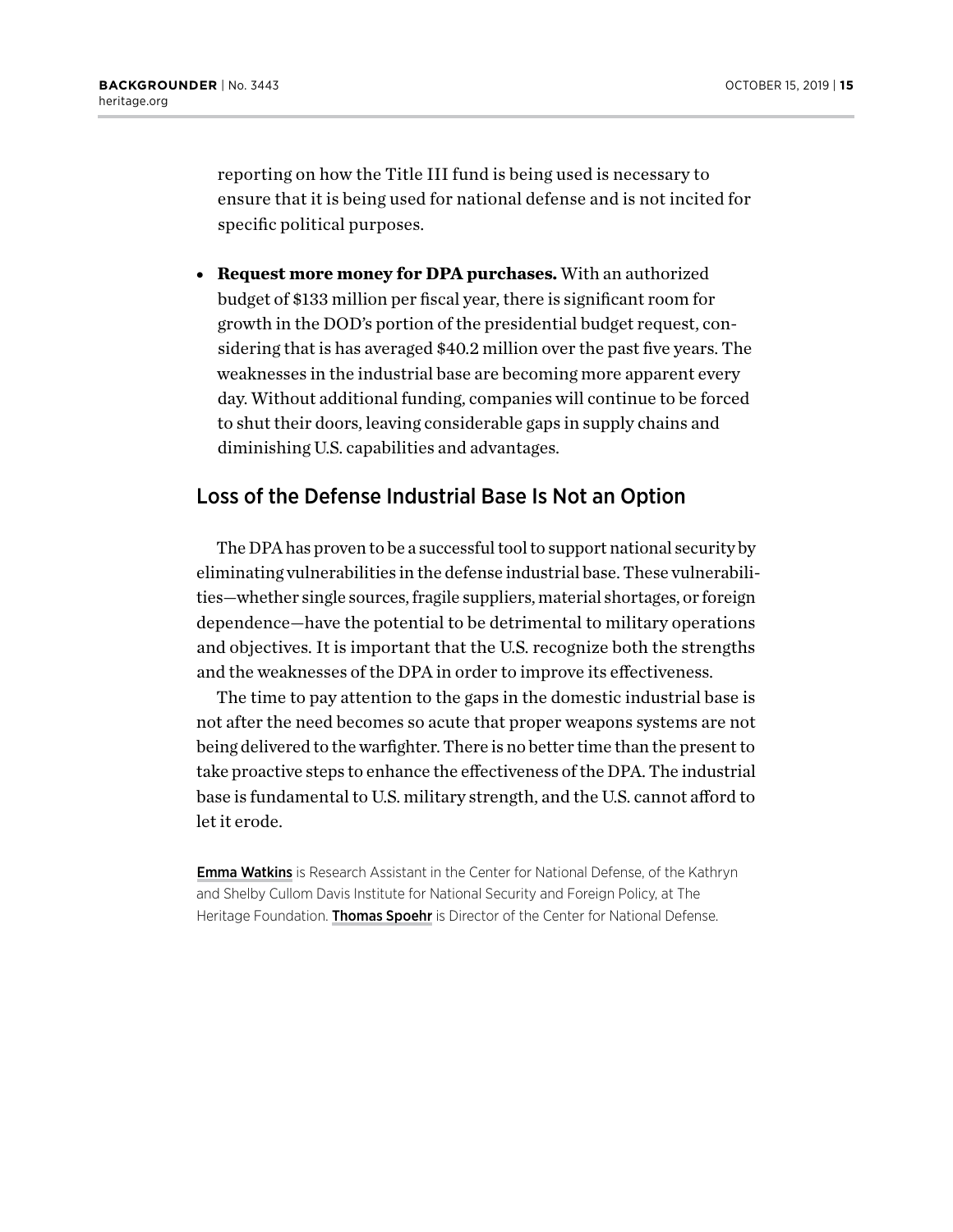reporting on how the Title III fund is being used is necessary to ensure that it is being used for national defense and is not incited for specific political purposes.

- **Request more money for DPA purchases.** With an authorized budget of $133 million per fiscal year, there is significant room for growth in the DOD's portion of the presidential budget request, considering that is has averaged $40.2 million over the past five years. The weaknesses in the industrial base are becoming more apparent every day. Without additional funding, companies will continue to be forced to shut their doors, leaving considerable gaps in supply chains and diminishing U.S. capabilities and advantages.

## Loss of the Defense Industrial Base Is Not an Option

The DPA has proven to be a successful tool to support national security by eliminating vulnerabilities in the defense industrial base. These vulnerabilities—whether single sources, fragile suppliers, material shortages, or foreign dependence—have the potential to be detrimental to military operations and objectives. It is important that the U.S. recognize both the strengths and the weaknesses of the DPA in order to improve its effectiveness.

The time to pay attention to the gaps in the domestic industrial base is not after the need becomes so acute that proper weapons systems are not being delivered to the warfighter. There is no better time than the present to take proactive steps to enhance the effectiveness of the DPA. The industrial base is fundamental to U.S. military strength, and the U.S. cannot afford to let it erode.

**Emma Watkins** is Research Assistant in the Center for National Defense, of the Kathryn and Shelby Cullom Davis Institute for National Security and Foreign Policy, at The Heritage Foundation. **Thomas Spoehr** is Director of the Center for National Defense.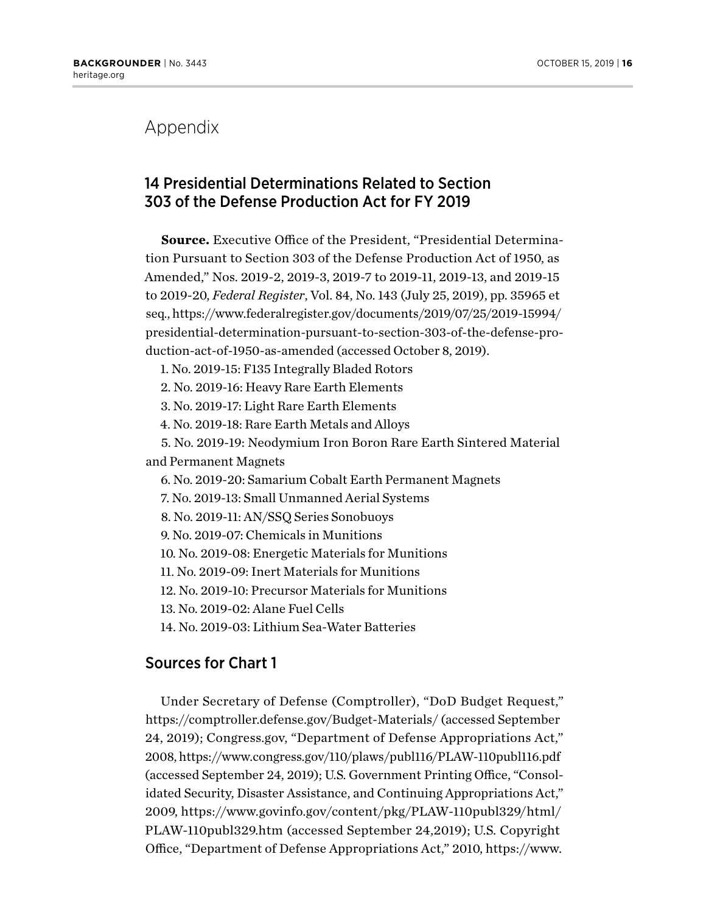# Appendix

## 14 Presidential Determinations Related to Section 303 of the Defense Production Act for FY 2019

**Source.** Executive Office of the President, "Presidential Determination Pursuant to Section 303 of the Defense Production Act of 1950, as Amended," Nos. 2019-2, 2019-3, 2019-7 to 2019-11, 2019-13, and 2019-15 to 2019-20, *Federal Register*, Vol. 84, No. 143 (July 25, 2019), pp. 35965 et seq., https://www.federalregister.gov/documents/2019/07/25/2019-15994/presidential-determination-pursuant-to-section-303-of-the-defense-production-act-of-1950-as-amended (accessed October 8, 2019).

1. No. 2019-15: F135 Integrally Bladed Rotors
2. No. 2019-16: Heavy Rare Earth Elements
3. No. 2019-17: Light Rare Earth Elements
4. No. 2019-18: Rare Earth Metals and Alloys
5. No. 2019-19: Neodymium Iron Boron Rare Earth Sintered Material and Permanent Magnets
6. No. 2019-20: Samarium Cobalt Earth Permanent Magnets
7. No. 2019-13: Small Unmanned Aerial Systems
8. No. 2019-11: AN/SSQ Series Sonobuoys
9. No. 2019-07: Chemicals in Munitions
10. No. 2019-08: Energetic Materials for Munitions
11. No. 2019-09: Inert Materials for Munitions
12. No. 2019-10: Precursor Materials for Munitions
13. No. 2019-02: Alane Fuel Cells
14. No. 2019-03: Lithium Sea-Water Batteries

## Sources for Chart 1

Under Secretary of Defense (Comptroller), "DoD Budget Request," https://comptroller.defense.gov/Budget-Materials/ (accessed September 24, 2019); Congress.gov, "Department of Defense Appropriations Act," 2008, https://www.congress.gov/110/plaws/publ116/PLAW-110publ116.pdf (accessed September 24, 2019); U.S. Government Printing Office, "Consolidated Security, Disaster Assistance, and Continuing Appropriations Act," 2009, https://www.govinfo.gov/content/pkg/PLAW-110publ329/html/PLAW-110publ329.htm (accessed September 24,2019); U.S. Copyright Office, "Department of Defense Appropriations Act," 2010, https://www.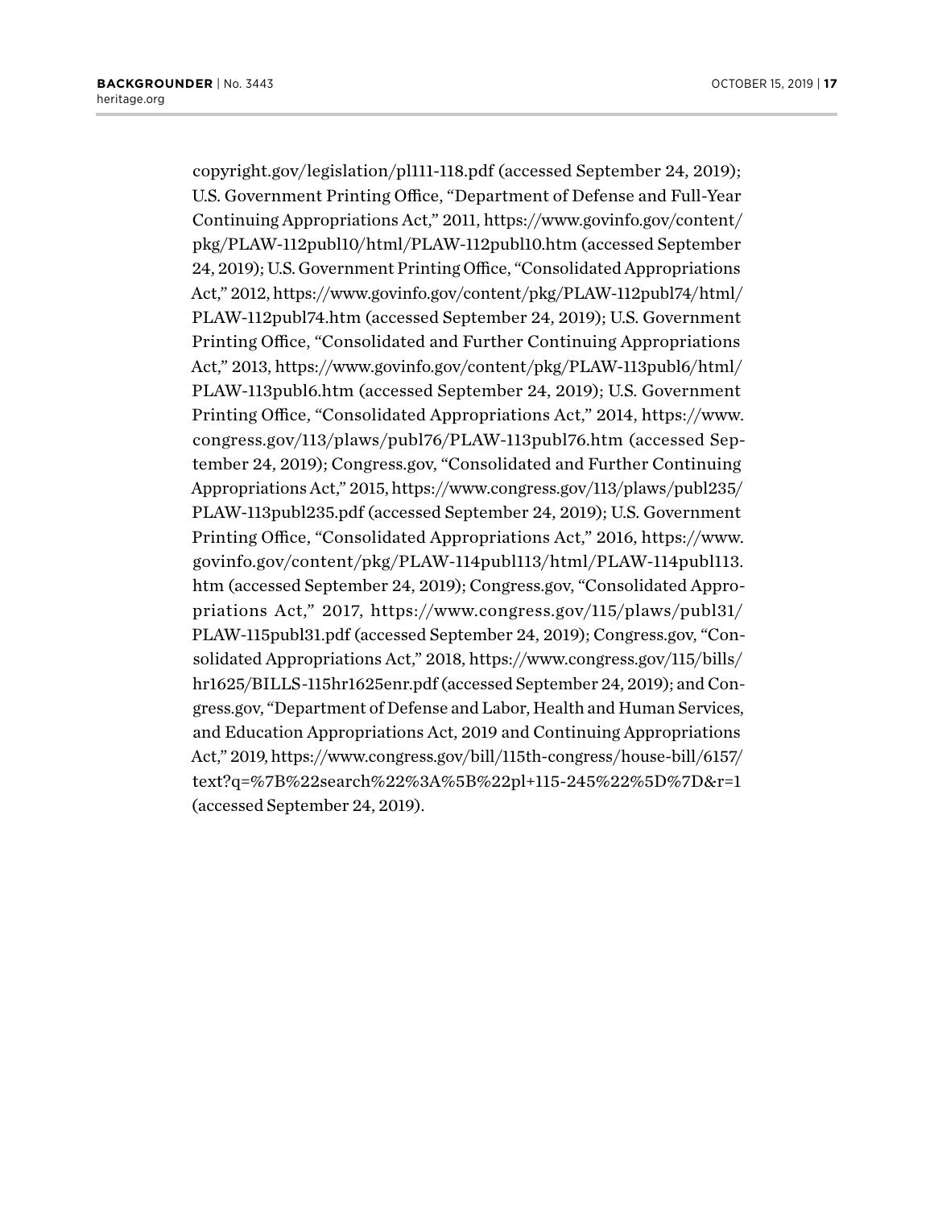copyright.gov/legislation/pl111-118.pdf (accessed September 24, 2019); U.S. Government Printing Office, "Department of Defense and Full-Year Continuing Appropriations Act," 2011, https://www.govinfo.gov/content/pkg/PLAW-112publ10/html/PLAW-112publ10.htm (accessed September 24, 2019); U.S. Government Printing Office, "Consolidated Appropriations Act," 2012, https://www.govinfo.gov/content/pkg/PLAW-112publ74/html/PLAW-112publ74.htm (accessed September 24, 2019); U.S. Government Printing Office, "Consolidated and Further Continuing Appropriations Act," 2013, https://www.govinfo.gov/content/pkg/PLAW-113publ6/html/PLAW-113publ6.htm (accessed September 24, 2019); U.S. Government Printing Office, "Consolidated Appropriations Act," 2014, https://www.congress.gov/113/plaws/publ76/PLAW-113publ76.htm (accessed September 24, 2019); Congress.gov, "Consolidated and Further Continuing Appropriations Act," 2015, https://www.congress.gov/113/plaws/publ235/PLAW-113publ235.pdf (accessed September 24, 2019); U.S. Government Printing Office, "Consolidated Appropriations Act," 2016, https://www.govinfo.gov/content/pkg/PLAW-114publ113/html/PLAW-114publ113.htm (accessed September 24, 2019); Congress.gov, "Consolidated Appropriations Act," 2017, https://www.congress.gov/115/plaws/publ31/PLAW-115publ31.pdf (accessed September 24, 2019); Congress.gov, "Consolidated Appropriations Act," 2018, https://www.congress.gov/115/bills/hr1625/BILLS-115hr1625enr.pdf (accessed September 24, 2019); and Congress.gov, "Department of Defense and Labor, Health and Human Services, and Education Appropriations Act, 2019 and Continuing Appropriations Act," 2019, https://www.congress.gov/bill/115th-congress/house-bill/6157/text?q=%7B%22search%22%3A%5B%22pl+115-245%22%5D%7D&r=1 (accessed September 24, 2019).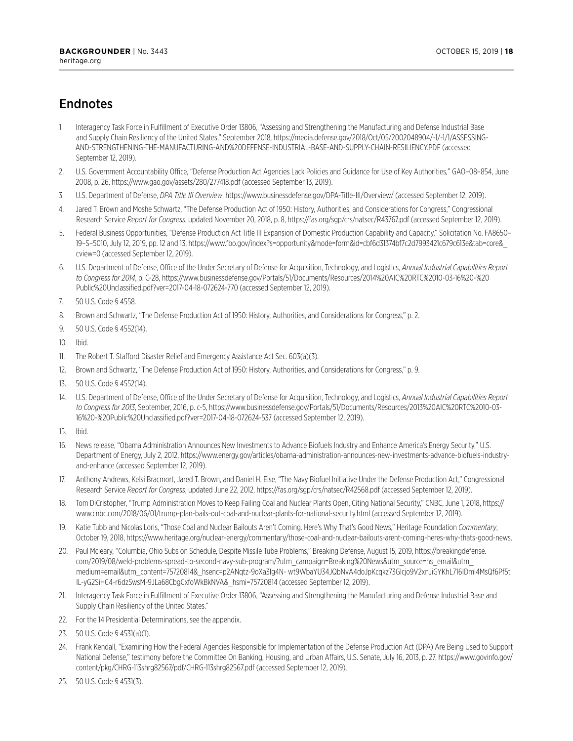## Endnotes

1. Interagency Task Force in Fulfillment of Executive Order 13806, "Assessing and Strengthening the Manufacturing and Defense Industrial Base and Supply Chain Resiliency of the United States," September 2018, https://media.defense.gov/2018/Oct/05/2002048904/-1/-1/1/ASSESSING-AND-STRENGTHENING-THE-MANUFACTURING-AND%20DEFENSE-INDUSTRIAL-BASE-AND-SUPPLY-CHAIN-RESILIENCY.PDF (accessed September 12, 2019).
2. U.S. Government Accountability Office, "Defense Production Act Agencies Lack Policies and Guidance for Use of Key Authorities," GAO–08–854, June 2008, p. 26, https://www.gao.gov/assets/280/277418.pdf (accessed September 13, 2019).
3. U.S. Department of Defense, *DPA Title III Overview*, https://www.businessdefense.gov/DPA-Title-III/Overview/ (accessed September 12, 2019).
4. Jared T. Brown and Moshe Schwartz, "The Defense Production Act of 1950: History, Authorities, and Considerations for Congress," Congressional Research Service *Report for Congress*, updated November 20, 2018, p. 8, https://fas.org/sgp/crs/natsec/R43767.pdf (accessed September 12, 2019).
5. Federal Business Opportunities, "Defense Production Act Title III Expansion of Domestic Production Capability and Capacity," Solicitation No. FA8650–19–S–5010, July 12, 2019, pp. 12 and 13, https://www.fbo.gov/index?s=opportunity&mode=form&id=cbf6d31374bf7c2d7993421c679c613e&tab=core&_cview=0 (accessed September 12, 2019).
6. U.S. Department of Defense, Office of the Under Secretary of Defense for Acquisition, Technology, and Logistics, *Annual Industrial Capabilities Report to Congress for 2014*, p. C-28, https://www.businessdefense.gov/Portals/51/Documents/Resources/2014%20AIC%20RTC%2010-03-16%20-%20Public%20Unclassified.pdf?ver=2017-04-18-072624-770 (accessed September 12, 2019).
7. 50 U.S. Code § 4558.
8. Brown and Schwartz, "The Defense Production Act of 1950: History, Authorities, and Considerations for Congress," p. 2.
9. 50 U.S. Code § 4552(14).
10. Ibid.
11. The Robert T. Stafford Disaster Relief and Emergency Assistance Act Sec. 603(a)(3).
12. Brown and Schwartz, "The Defense Production Act of 1950: History, Authorities, and Considerations for Congress," p. 9.
13. 50 U.S. Code § 4552(14).
14. U.S. Department of Defense, Office of the Under Secretary of Defense for Acquisition, Technology, and Logistics, *Annual Industrial Capabilities Report to Congress for 2013*, September, 2016, p. c-5, https://www.businessdefense.gov/Portals/51/Documents/Resources/2013%20AIC%20RTC%2010-03-16%20-%20Public%20Unclassified.pdf?ver=2017-04-18-072624-537 (accessed September 12, 2019).
15. Ibid.
16. News release, "Obama Administration Announces New Investments to Advance Biofuels Industry and Enhance America's Energy Security," U.S. Department of Energy, July 2, 2012, https://www.energy.gov/articles/obama-administration-announces-new-investments-advance-biofuels-industry-and-enhance (accessed September 12, 2019).
17. Anthony Andrews, Kelsi Bracmort, Jared T. Brown, and Daniel H. Else, "The Navy Biofuel Initiative Under the Defense Production Act," Congressional Research Service *Report for Congress*, updated June 22, 2012, https://fas.org/sgp/crs/natsec/R42568.pdf (accessed September 12, 2019).
18. Tom DiCristopher, "Trump Administration Moves to Keep Failing Coal and Nuclear Plants Open, Citing National Security," CNBC, June 1, 2018, https://www.cnbc.com/2018/06/01/trump-plan-bails-out-coal-and-nuclear-plants-for-national-security.html (accessed September 12, 2019).
19. Katie Tubb and Nicolas Loris, "Those Coal and Nuclear Bailouts Aren't Coming. Here's Why That's Good News," Heritage Foundation *Commentary*, October 19, 2018, https://www.heritage.org/nuclear-energy/commentary/those-coal-and-nuclear-bailouts-arent-coming-heres-why-thats-good-news.
20. Paul Mcleary, "Columbia, Ohio Subs on Schedule, Despite Missile Tube Problems," Breaking Defense, August 15, 2019, https://breakingdefense.com/2019/08/weld-problems-spread-to-second-navy-sub-program/?utm_campaign=Breaking%20News&utm_source=hs_email&utm_medium=email&utm_content=75720814&_hsenc=p2ANqtz-9oXa3lg4N- wt9WbaYU34JQbNvA4doJpKcqkz73Glcjo9V2xnJiGYKhL716IDml4MsQf6Pf5tIL-yG2SiHC4-r6dzSwsM-9JLa68CbgCxfoWkBkNVA&_hsmi=75720814 (accessed September 12, 2019).
21. Interagency Task Force in Fulfillment of Executive Order 13806, "Assessing and Strengthening the Manufacturing and Defense Industrial Base and Supply Chain Resiliency of the United States."
22. For the 14 Presidential Determinations, see the appendix.
23. 50 U.S. Code § 4531(a)(1).
24. Frank Kendall, "Examining How the Federal Agencies Responsible for Implementation of the Defense Production Act (DPA) Are Being Used to Support National Defense," testimony before the Committee On Banking, Housing, and Urban Affairs, U.S. Senate, July 16, 2013, p. 27, https://www.govinfo.gov/content/pkg/CHRG-113shrg82567/pdf/CHRG-113shrg82567.pdf (accessed September 12, 2019).
25. 50 U.S. Code § 4531(3).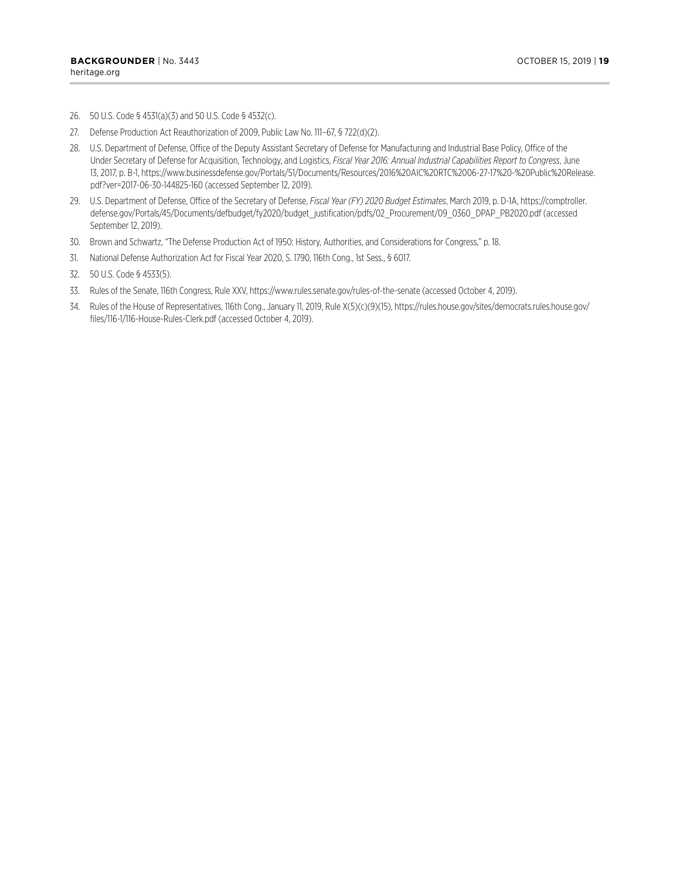26. 50 U.S. Code § 4531(a)(3) and 50 U.S. Code § 4532(c).
27. Defense Production Act Reauthorization of 2009, Public Law No. 111–67, § 722(d)(2).
28. U.S. Department of Defense, Office of the Deputy Assistant Secretary of Defense for Manufacturing and Industrial Base Policy, Office of the Under Secretary of Defense for Acquisition, Technology, and Logistics, *Fiscal Year 2016: Annual Industrial Capabilities Report to Congress*, June 13, 2017, p. B-1, https://www.businessdefense.gov/Portals/51/Documents/Resources/2016%20AIC%20RTC%2006-27-17%20-%20Public%20Release.pdf?ver=2017-06-30-144825-160 (accessed September 12, 2019).
29. U.S. Department of Defense, Office of the Secretary of Defense, *Fiscal Year (FY) 2020 Budget Estimates*, March 2019, p. D-1A, https://comptroller.defense.gov/Portals/45/Documents/defbudget/fy2020/budget_justification/pdfs/02_Procurement/09_0360_DPAP_PB2020.pdf (accessed September 12, 2019).
30. Brown and Schwartz, "The Defense Production Act of 1950: History, Authorities, and Considerations for Congress," p. 18.
31. National Defense Authorization Act for Fiscal Year 2020, S. 1790, 116th Cong., 1st Sess., § 6017.
32. 50 U.S. Code § 4533(5).
33. Rules of the Senate, 116th Congress, Rule XXV, https://www.rules.senate.gov/rules-of-the-senate (accessed October 4, 2019).
34. Rules of the House of Representatives, 116th Cong., January 11, 2019, Rule X(5)(c)(9)(15), https://rules.house.gov/sites/democrats.rules.house.gov/files/116-1/116-House-Rules-Clerk.pdf (accessed October 4, 2019).